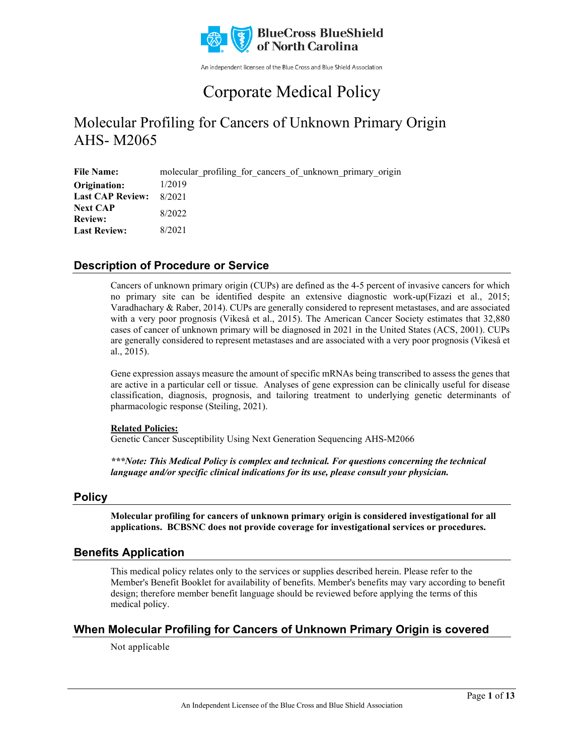BlueCross BlueShield of North Carolina

An independent licensee of the Blue Cross and Blue Shield Association

# Corporate Medical Policy

# Molecular Profiling for Cancers of Unknown Primary Origin AHS- M2065

| | |
|---|---|
| **File Name:** | molecular_profiling_for_cancers_of_unknown_primary_origin |
| **Origination:** | 1/2019 |
| **Last CAP Review:** | 8/2021 |
| **Next CAP Review:** | 8/2022 |
| **Last Review:** | 8/2021 |

## Description of Procedure or Service

Cancers of unknown primary origin (CUPs) are defined as the 4-5 percent of invasive cancers for which no primary site can be identified despite an extensive diagnostic work-up(Fizazi et al., 2015; Varadhachary & Raber, 2014). CUPs are generally considered to represent metastases, and are associated with a very poor prognosis (Vikeså et al., 2015). The American Cancer Society estimates that 32,880 cases of cancer of unknown primary will be diagnosed in 2021 in the United States (ACS, 2001). CUPs are generally considered to represent metastases and are associated with a very poor prognosis (Vikeså et al., 2015).

Gene expression assays measure the amount of specific mRNAs being transcribed to assess the genes that are active in a particular cell or tissue. Analyses of gene expression can be clinically useful for disease classification, diagnosis, prognosis, and tailoring treatment to underlying genetic determinants of pharmacologic response (Steiling, 2021).

**Related Policies:**
Genetic Cancer Susceptibility Using Next Generation Sequencing AHS-M2066

***\*\*\*Note: This Medical Policy is complex and technical. For questions concerning the technical language and/or specific clinical indications for its use, please consult your physician.***

## Policy

**Molecular profiling for cancers of unknown primary origin is considered investigational for all applications. BCBSNC does not provide coverage for investigational services or procedures.**

## Benefits Application

This medical policy relates only to the services or supplies described herein. Please refer to the Member's Benefit Booklet for availability of benefits. Member's benefits may vary according to benefit design; therefore member benefit language should be reviewed before applying the terms of this medical policy.

## When Molecular Profiling for Cancers of Unknown Primary Origin is covered

Not applicable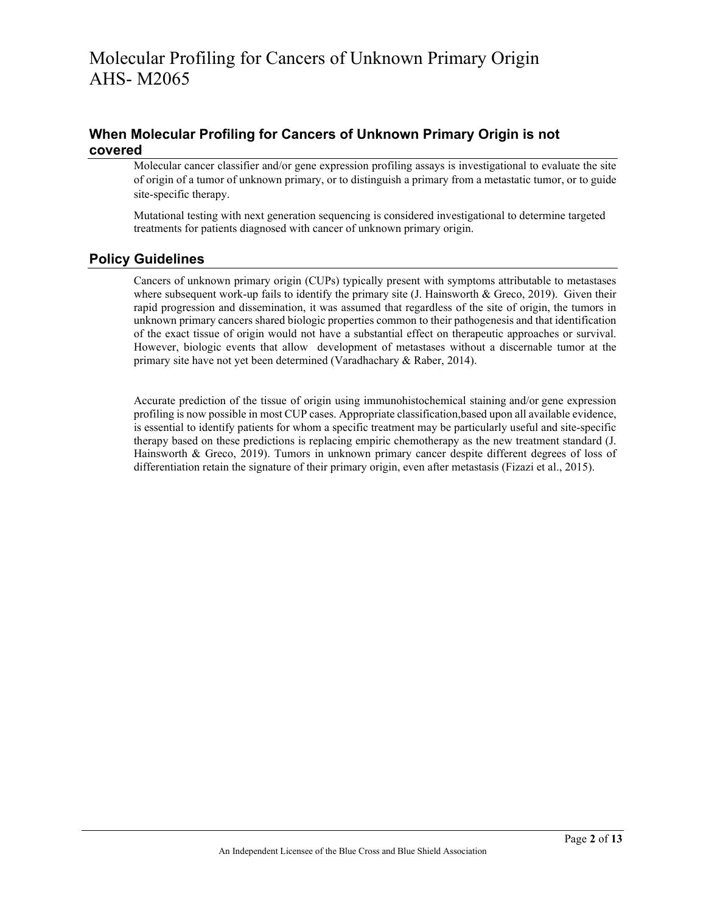## When Molecular Profiling for Cancers of Unknown Primary Origin is not covered

Molecular cancer classifier and/or gene expression profiling assays is investigational to evaluate the site of origin of a tumor of unknown primary, or to distinguish a primary from a metastatic tumor, or to guide site-specific therapy.

Mutational testing with next generation sequencing is considered investigational to determine targeted treatments for patients diagnosed with cancer of unknown primary origin.

## Policy Guidelines

Cancers of unknown primary origin (CUPs) typically present with symptoms attributable to metastases where subsequent work-up fails to identify the primary site (J. Hainsworth & Greco, 2019). Given their rapid progression and dissemination, it was assumed that regardless of the site of origin, the tumors in unknown primary cancers shared biologic properties common to their pathogenesis and that identification of the exact tissue of origin would not have a substantial effect on therapeutic approaches or survival. However, biologic events that allow development of metastases without a discernable tumor at the primary site have not yet been determined (Varadhachary & Raber, 2014).

Accurate prediction of the tissue of origin using immunohistochemical staining and/or gene expression profiling is now possible in most CUP cases. Appropriate classification,based upon all available evidence, is essential to identify patients for whom a specific treatment may be particularly useful and site-specific therapy based on these predictions is replacing empiric chemotherapy as the new treatment standard (J. Hainsworth & Greco, 2019). Tumors in unknown primary cancer despite different degrees of loss of differentiation retain the signature of their primary origin, even after metastasis (Fizazi et al., 2015).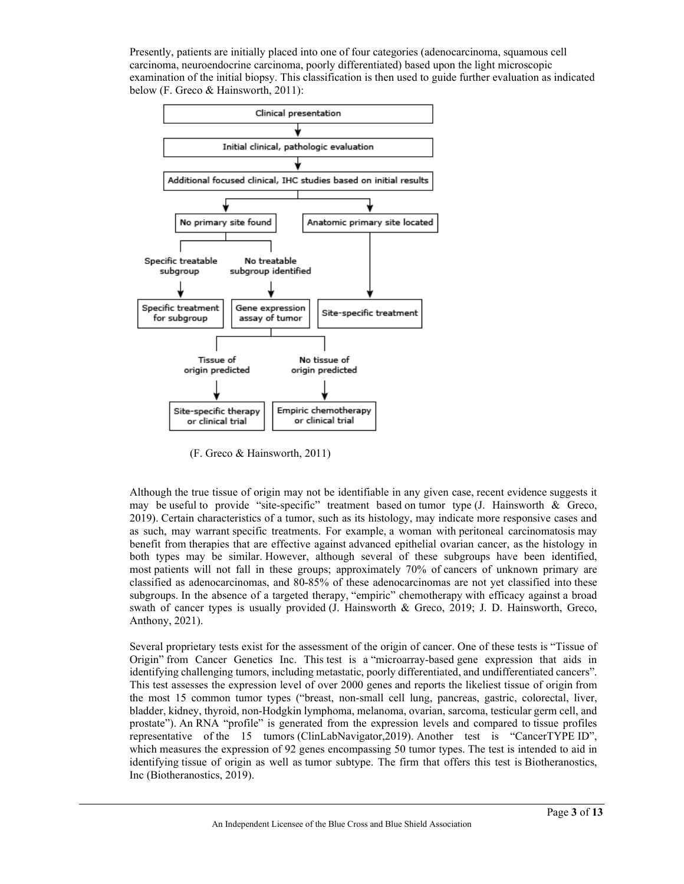Presently, patients are initially placed into one of four categories (adenocarcinoma, squamous cell carcinoma, neuroendocrine carcinoma, poorly differentiated) based upon the light microscopic examination of the initial biopsy. This classification is then used to guide further evaluation as indicated below (F. Greco & Hainsworth, 2011):

Clinical presentation

Initial clinical, pathologic evaluation

Additional focused clinical, IHC studies based on initial results

No primary site found

Anatomic primary site located

Specific treatable subgroup

No treatable subgroup identified

Specific treatment for subgroup

Gene expression assay of tumor

Site-specific treatment

Tissue of origin predicted

No tissue of origin predicted

Site-specific therapy or clinical trial

Empiric chemotherapy or clinical trial

(F. Greco & Hainsworth, 2011)

Although the true tissue of origin may not be identifiable in any given case, recent evidence suggests it may be useful to provide "site-specific" treatment based on tumor type (J. Hainsworth & Greco, 2019). Certain characteristics of a tumor, such as its histology, may indicate more responsive cases and as such, may warrant specific treatments. For example, a woman with peritoneal carcinomatosis may benefit from therapies that are effective against advanced epithelial ovarian cancer, as the histology in both types may be similar. However, although several of these subgroups have been identified, most patients will not fall in these groups; approximately 70% of cancers of unknown primary are classified as adenocarcinomas, and 80-85% of these adenocarcinomas are not yet classified into these subgroups. In the absence of a targeted therapy, "empiric" chemotherapy with efficacy against a broad swath of cancer types is usually provided (J. Hainsworth & Greco, 2019; J. D. Hainsworth, Greco, Anthony, 2021).

Several proprietary tests exist for the assessment of the origin of cancer. One of these tests is "Tissue of Origin" from Cancer Genetics Inc. This test is a "microarray-based gene expression that aids in identifying challenging tumors, including metastatic, poorly differentiated, and undifferentiated cancers". This test assesses the expression level of over 2000 genes and reports the likeliest tissue of origin from the most 15 common tumor types ("breast, non-small cell lung, pancreas, gastric, colorectal, liver, bladder, kidney, thyroid, non-Hodgkin lymphoma, melanoma, ovarian, sarcoma, testicular germ cell, and prostate"). An RNA "profile" is generated from the expression levels and compared to tissue profiles representative of the 15 tumors (ClinLabNavigator,2019). Another test is "CancerTYPE ID", which measures the expression of 92 genes encompassing 50 tumor types. The test is intended to aid in identifying tissue of origin as well as tumor subtype. The firm that offers this test is Biotheranostics, Inc (Biotheranostics, 2019).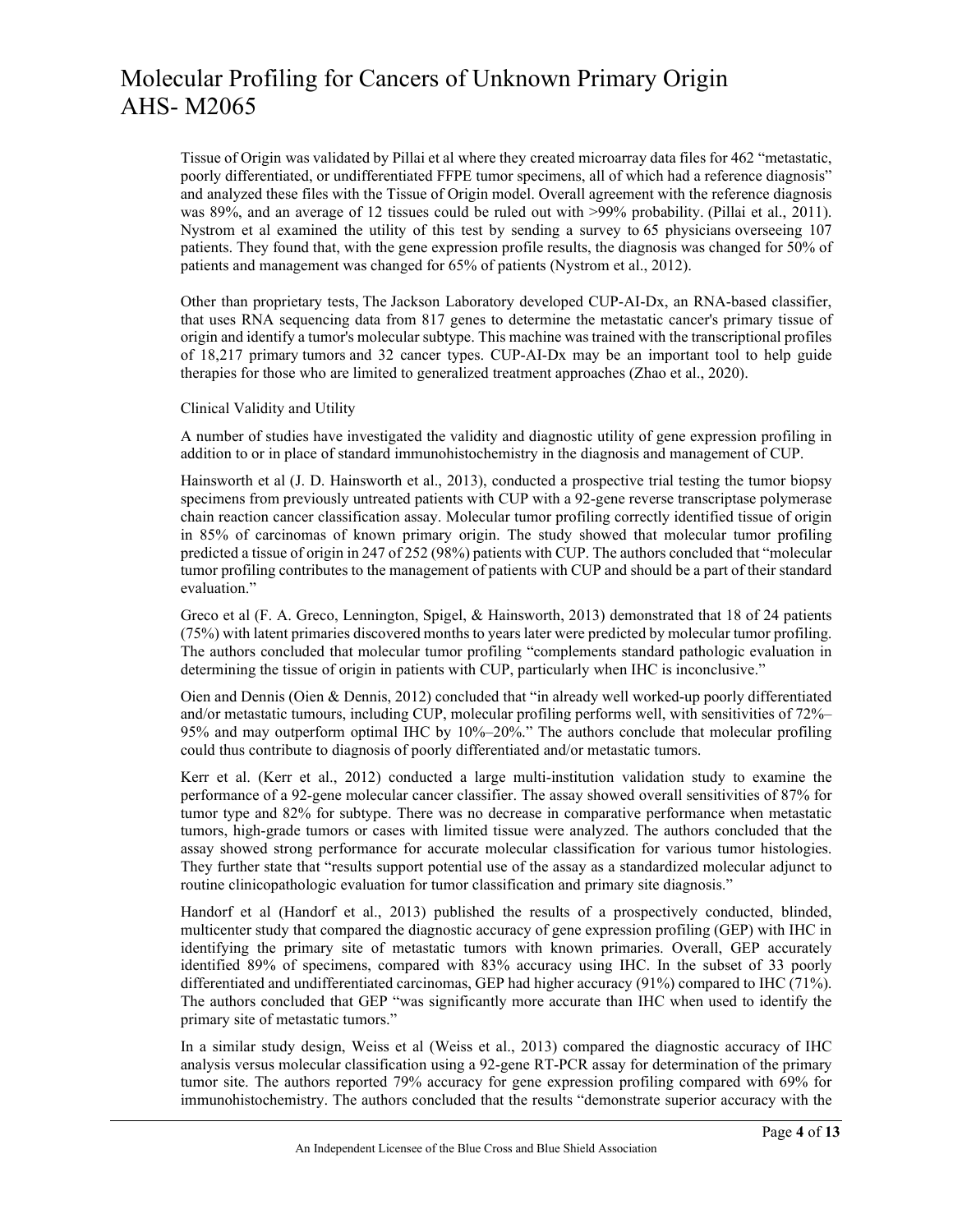Tissue of Origin was validated by Pillai et al where they created microarray data files for 462 "metastatic, poorly differentiated, or undifferentiated FFPE tumor specimens, all of which had a reference diagnosis" and analyzed these files with the Tissue of Origin model. Overall agreement with the reference diagnosis was 89%, and an average of 12 tissues could be ruled out with >99% probability. (Pillai et al., 2011). Nystrom et al examined the utility of this test by sending a survey to 65 physicians overseeing 107 patients. They found that, with the gene expression profile results, the diagnosis was changed for 50% of patients and management was changed for 65% of patients (Nystrom et al., 2012).

Other than proprietary tests, The Jackson Laboratory developed CUP-AI-Dx, an RNA-based classifier, that uses RNA sequencing data from 817 genes to determine the metastatic cancer's primary tissue of origin and identify a tumor's molecular subtype. This machine was trained with the transcriptional profiles of 18,217 primary tumors and 32 cancer types. CUP-AI-Dx may be an important tool to help guide therapies for those who are limited to generalized treatment approaches (Zhao et al., 2020).

Clinical Validity and Utility

A number of studies have investigated the validity and diagnostic utility of gene expression profiling in addition to or in place of standard immunohistochemistry in the diagnosis and management of CUP.

Hainsworth et al (J. D. Hainsworth et al., 2013), conducted a prospective trial testing the tumor biopsy specimens from previously untreated patients with CUP with a 92-gene reverse transcriptase polymerase chain reaction cancer classification assay. Molecular tumor profiling correctly identified tissue of origin in 85% of carcinomas of known primary origin. The study showed that molecular tumor profiling predicted a tissue of origin in 247 of 252 (98%) patients with CUP. The authors concluded that "molecular tumor profiling contributes to the management of patients with CUP and should be a part of their standard evaluation."

Greco et al (F. A. Greco, Lennington, Spigel, & Hainsworth, 2013) demonstrated that 18 of 24 patients (75%) with latent primaries discovered months to years later were predicted by molecular tumor profiling. The authors concluded that molecular tumor profiling "complements standard pathologic evaluation in determining the tissue of origin in patients with CUP, particularly when IHC is inconclusive."

Oien and Dennis (Oien & Dennis, 2012) concluded that "in already well worked-up poorly differentiated and/or metastatic tumours, including CUP, molecular profiling performs well, with sensitivities of 72%–95% and may outperform optimal IHC by 10%–20%." The authors conclude that molecular profiling could thus contribute to diagnosis of poorly differentiated and/or metastatic tumors.

Kerr et al. (Kerr et al., 2012) conducted a large multi-institution validation study to examine the performance of a 92-gene molecular cancer classifier. The assay showed overall sensitivities of 87% for tumor type and 82% for subtype. There was no decrease in comparative performance when metastatic tumors, high-grade tumors or cases with limited tissue were analyzed. The authors concluded that the assay showed strong performance for accurate molecular classification for various tumor histologies. They further state that "results support potential use of the assay as a standardized molecular adjunct to routine clinicopathologic evaluation for tumor classification and primary site diagnosis."

Handorf et al (Handorf et al., 2013) published the results of a prospectively conducted, blinded, multicenter study that compared the diagnostic accuracy of gene expression profiling (GEP) with IHC in identifying the primary site of metastatic tumors with known primaries. Overall, GEP accurately identified 89% of specimens, compared with 83% accuracy using IHC. In the subset of 33 poorly differentiated and undifferentiated carcinomas, GEP had higher accuracy (91%) compared to IHC (71%). The authors concluded that GEP "was significantly more accurate than IHC when used to identify the primary site of metastatic tumors."

In a similar study design, Weiss et al (Weiss et al., 2013) compared the diagnostic accuracy of IHC analysis versus molecular classification using a 92-gene RT-PCR assay for determination of the primary tumor site. The authors reported 79% accuracy for gene expression profiling compared with 69% for immunohistochemistry. The authors concluded that the results "demonstrate superior accuracy with the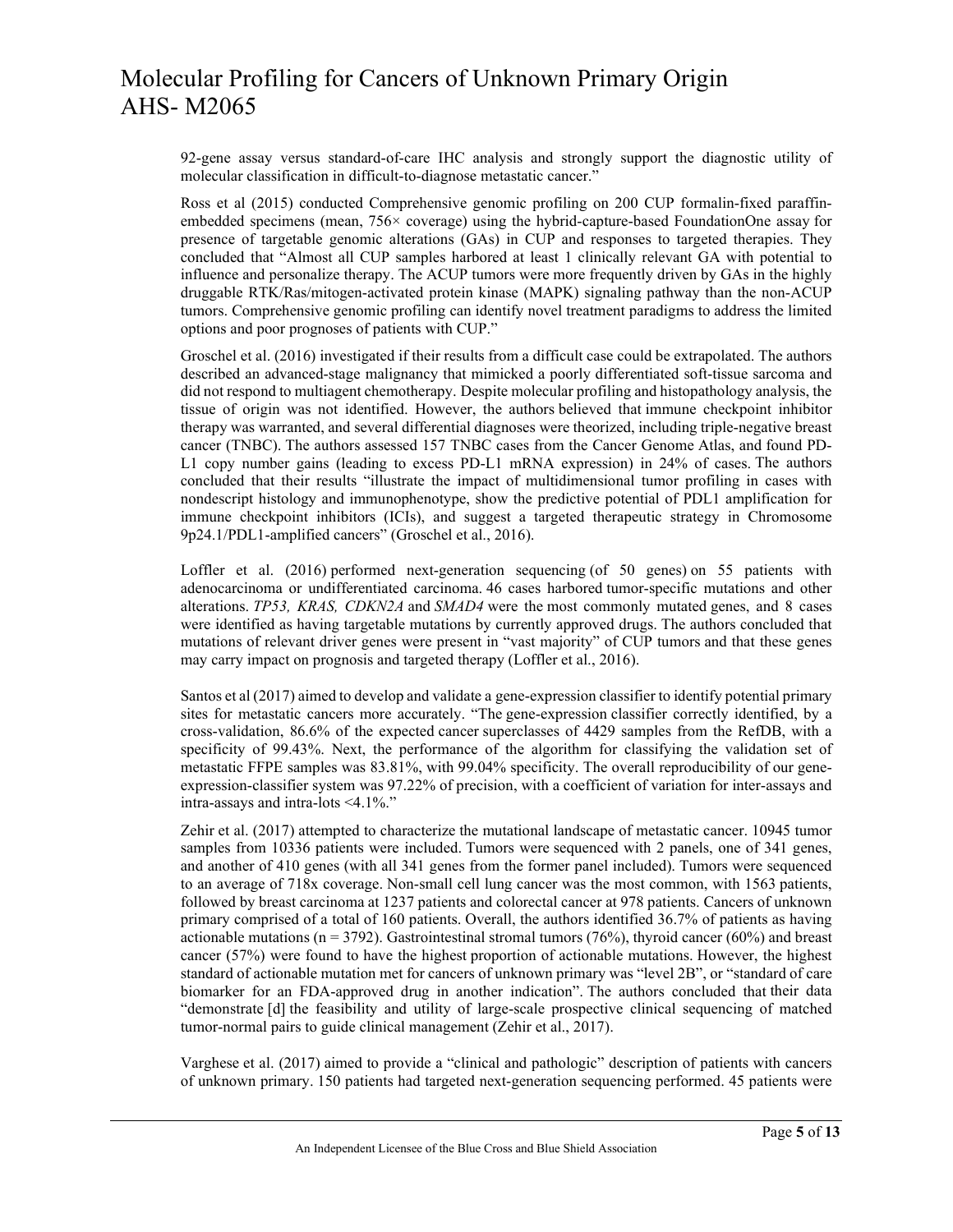92-gene assay versus standard-of-care IHC analysis and strongly support the diagnostic utility of molecular classification in difficult-to-diagnose metastatic cancer."

Ross et al (2015) conducted Comprehensive genomic profiling on 200 CUP formalin-fixed paraffin-embedded specimens (mean, 756× coverage) using the hybrid-capture-based FoundationOne assay for presence of targetable genomic alterations (GAs) in CUP and responses to targeted therapies. They concluded that "Almost all CUP samples harbored at least 1 clinically relevant GA with potential to influence and personalize therapy. The ACUP tumors were more frequently driven by GAs in the highly druggable RTK/Ras/mitogen-activated protein kinase (MAPK) signaling pathway than the non-ACUP tumors. Comprehensive genomic profiling can identify novel treatment paradigms to address the limited options and poor prognoses of patients with CUP."

Groschel et al. (2016) investigated if their results from a difficult case could be extrapolated. The authors described an advanced-stage malignancy that mimicked a poorly differentiated soft-tissue sarcoma and did not respond to multiagent chemotherapy. Despite molecular profiling and histopathology analysis, the tissue of origin was not identified. However, the authors believed that immune checkpoint inhibitor therapy was warranted, and several differential diagnoses were theorized, including triple-negative breast cancer (TNBC). The authors assessed 157 TNBC cases from the Cancer Genome Atlas, and found PD-L1 copy number gains (leading to excess PD-L1 mRNA expression) in 24% of cases. The authors concluded that their results "illustrate the impact of multidimensional tumor profiling in cases with nondescript histology and immunophenotype, show the predictive potential of PDL1 amplification for immune checkpoint inhibitors (ICIs), and suggest a targeted therapeutic strategy in Chromosome 9p24.1/PDL1-amplified cancers" (Groschel et al., 2016).

Loffler et al. (2016) performed next-generation sequencing (of 50 genes) on 55 patients with adenocarcinoma or undifferentiated carcinoma. 46 cases harbored tumor-specific mutations and other alterations. *TP53, KRAS, CDKN2A* and *SMAD4* were the most commonly mutated genes, and 8 cases were identified as having targetable mutations by currently approved drugs. The authors concluded that mutations of relevant driver genes were present in "vast majority" of CUP tumors and that these genes may carry impact on prognosis and targeted therapy (Loffler et al., 2016).

Santos et al (2017) aimed to develop and validate a gene-expression classifier to identify potential primary sites for metastatic cancers more accurately. "The gene-expression classifier correctly identified, by a cross-validation, 86.6% of the expected cancer superclasses of 4429 samples from the RefDB, with a specificity of 99.43%. Next, the performance of the algorithm for classifying the validation set of metastatic FFPE samples was 83.81%, with 99.04% specificity. The overall reproducibility of our gene-expression-classifier system was 97.22% of precision, with a coefficient of variation for inter-assays and intra-assays and intra-lots <4.1%."

Zehir et al. (2017) attempted to characterize the mutational landscape of metastatic cancer. 10945 tumor samples from 10336 patients were included. Tumors were sequenced with 2 panels, one of 341 genes, and another of 410 genes (with all 341 genes from the former panel included). Tumors were sequenced to an average of 718x coverage. Non-small cell lung cancer was the most common, with 1563 patients, followed by breast carcinoma at 1237 patients and colorectal cancer at 978 patients. Cancers of unknown primary comprised of a total of 160 patients. Overall, the authors identified 36.7% of patients as having actionable mutations (n = 3792). Gastrointestinal stromal tumors (76%), thyroid cancer (60%) and breast cancer (57%) were found to have the highest proportion of actionable mutations. However, the highest standard of actionable mutation met for cancers of unknown primary was "level 2B", or "standard of care biomarker for an FDA-approved drug in another indication". The authors concluded that their data "demonstrate [d] the feasibility and utility of large-scale prospective clinical sequencing of matched tumor-normal pairs to guide clinical management (Zehir et al., 2017).

Varghese et al. (2017) aimed to provide a "clinical and pathologic" description of patients with cancers of unknown primary. 150 patients had targeted next-generation sequencing performed. 45 patients were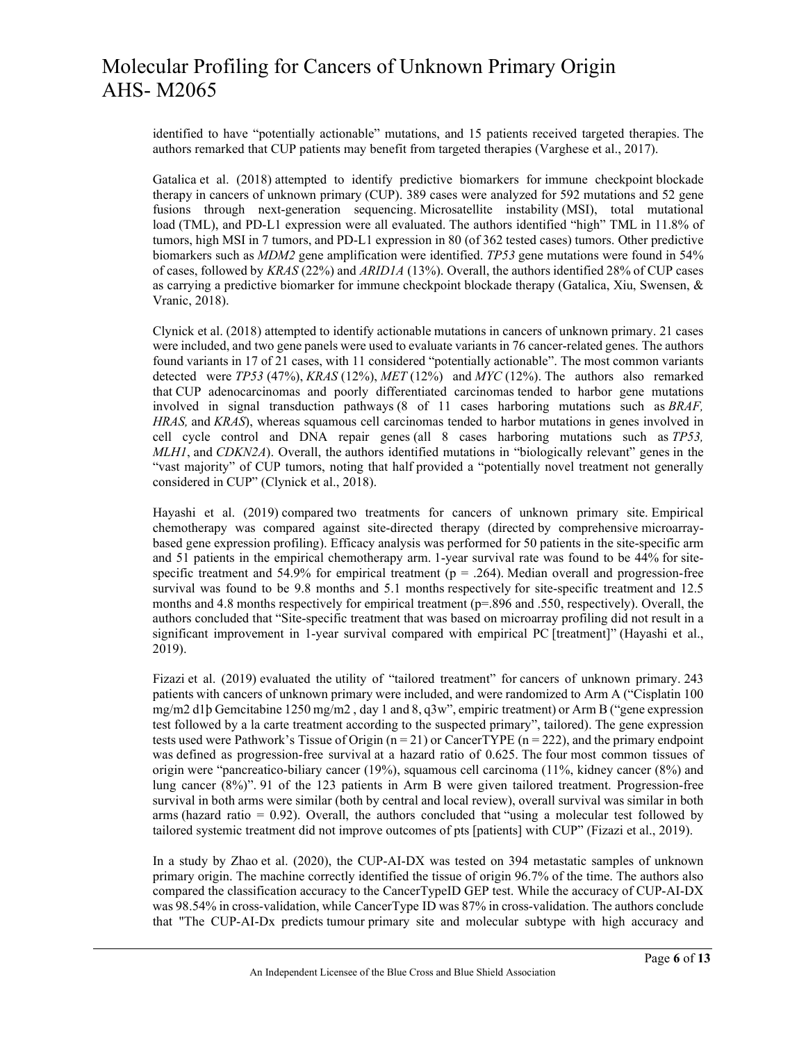identified to have "potentially actionable" mutations, and 15 patients received targeted therapies. The authors remarked that CUP patients may benefit from targeted therapies (Varghese et al., 2017).

Gatalica et al. (2018) attempted to identify predictive biomarkers for immune checkpoint blockade therapy in cancers of unknown primary (CUP). 389 cases were analyzed for 592 mutations and 52 gene fusions through next-generation sequencing. Microsatellite instability (MSI), total mutational load (TML), and PD-L1 expression were all evaluated. The authors identified "high" TML in 11.8% of tumors, high MSI in 7 tumors, and PD-L1 expression in 80 (of 362 tested cases) tumors. Other predictive biomarkers such as *MDM2* gene amplification were identified. *TP53* gene mutations were found in 54% of cases, followed by *KRAS* (22%) and *ARID1A* (13%). Overall, the authors identified 28% of CUP cases as carrying a predictive biomarker for immune checkpoint blockade therapy (Gatalica, Xiu, Swensen, & Vranic, 2018).

Clynick et al. (2018) attempted to identify actionable mutations in cancers of unknown primary. 21 cases were included, and two gene panels were used to evaluate variants in 76 cancer-related genes. The authors found variants in 17 of 21 cases, with 11 considered "potentially actionable". The most common variants detected were *TP53* (47%), *KRAS* (12%), *MET* (12%) and *MYC* (12%). The authors also remarked that CUP adenocarcinomas and poorly differentiated carcinomas tended to harbor gene mutations involved in signal transduction pathways (8 of 11 cases harboring mutations such as *BRAF, HRAS,* and *KRAS*), whereas squamous cell carcinomas tended to harbor mutations in genes involved in cell cycle control and DNA repair genes (all 8 cases harboring mutations such as *TP53, MLH1*, and *CDKN2A*). Overall, the authors identified mutations in "biologically relevant" genes in the "vast majority" of CUP tumors, noting that half provided a "potentially novel treatment not generally considered in CUP" (Clynick et al., 2018).

Hayashi et al. (2019) compared two treatments for cancers of unknown primary site. Empirical chemotherapy was compared against site-directed therapy (directed by comprehensive microarray-based gene expression profiling). Efficacy analysis was performed for 50 patients in the site-specific arm and 51 patients in the empirical chemotherapy arm. 1-year survival rate was found to be 44% for site-specific treatment and 54.9% for empirical treatment ($p = .264$). Median overall and progression-free survival was found to be 9.8 months and 5.1 months respectively for site-specific treatment and 12.5 months and 4.8 months respectively for empirical treatment ($p=.896$ and $.550$, respectively). Overall, the authors concluded that "Site-specific treatment that was based on microarray profiling did not result in a significant improvement in 1-year survival compared with empirical PC [treatment]" (Hayashi et al., 2019).

Fizazi et al. (2019) evaluated the utility of "tailored treatment" for cancers of unknown primary. 243 patients with cancers of unknown primary were included, and were randomized to Arm A ("Cisplatin 100 mg/m2 d1þ Gemcitabine 1250 mg/m2 , day 1 and 8, q3w", empiric treatment) or Arm B ("gene expression test followed by a la carte treatment according to the suspected primary", tailored). The gene expression tests used were Pathwork's Tissue of Origin (n = 21) or CancerTYPE (n = 222), and the primary endpoint was defined as progression-free survival at a hazard ratio of 0.625. The four most common tissues of origin were "pancreatico-biliary cancer (19%), squamous cell carcinoma (11%, kidney cancer (8%) and lung cancer (8%)". 91 of the 123 patients in Arm B were given tailored treatment. Progression-free survival in both arms were similar (both by central and local review), overall survival was similar in both arms (hazard ratio = 0.92). Overall, the authors concluded that "using a molecular test followed by tailored systemic treatment did not improve outcomes of pts [patients] with CUP" (Fizazi et al., 2019).

In a study by Zhao et al. (2020), the CUP-AI-DX was tested on 394 metastatic samples of unknown primary origin. The machine correctly identified the tissue of origin 96.7% of the time. The authors also compared the classification accuracy to the CancerTypeID GEP test. While the accuracy of CUP-AI-DX was 98.54% in cross-validation, while CancerType ID was 87% in cross-validation. The authors conclude that "The CUP-AI-Dx predicts tumour primary site and molecular subtype with high accuracy and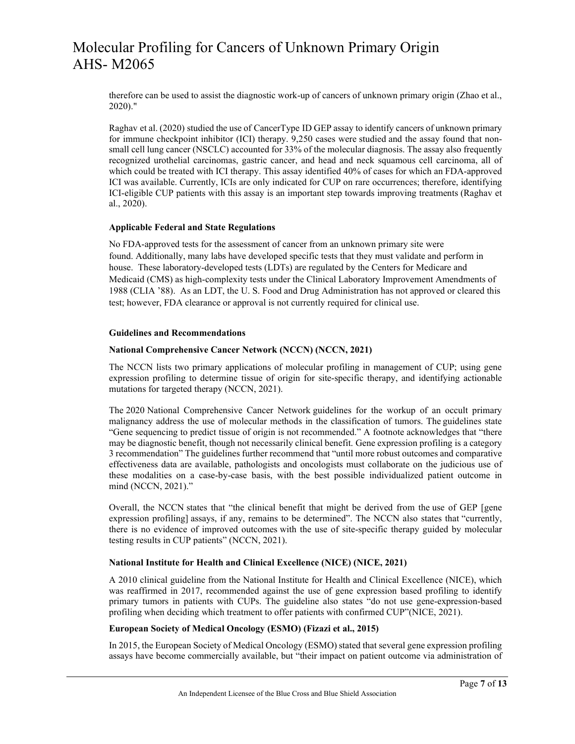therefore can be used to assist the diagnostic work-up of cancers of unknown primary origin (Zhao et al., 2020)."

Raghav et al. (2020) studied the use of CancerType ID GEP assay to identify cancers of unknown primary for immune checkpoint inhibitor (ICI) therapy. 9,250 cases were studied and the assay found that non-small cell lung cancer (NSCLC) accounted for 33% of the molecular diagnosis. The assay also frequently recognized urothelial carcinomas, gastric cancer, and head and neck squamous cell carcinoma, all of which could be treated with ICI therapy. This assay identified 40% of cases for which an FDA-approved ICI was available. Currently, ICIs are only indicated for CUP on rare occurrences; therefore, identifying ICI-eligible CUP patients with this assay is an important step towards improving treatments (Raghav et al., 2020).

### Applicable Federal and State Regulations

No FDA-approved tests for the assessment of cancer from an unknown primary site were found. Additionally, many labs have developed specific tests that they must validate and perform in house. These laboratory-developed tests (LDTs) are regulated by the Centers for Medicare and Medicaid (CMS) as high-complexity tests under the Clinical Laboratory Improvement Amendments of 1988 (CLIA '88). As an LDT, the U. S. Food and Drug Administration has not approved or cleared this test; however, FDA clearance or approval is not currently required for clinical use.

### Guidelines and Recommendations

#### National Comprehensive Cancer Network (NCCN) (NCCN, 2021)

The NCCN lists two primary applications of molecular profiling in management of CUP; using gene expression profiling to determine tissue of origin for site-specific therapy, and identifying actionable mutations for targeted therapy (NCCN, 2021).

The 2020 National Comprehensive Cancer Network guidelines for the workup of an occult primary malignancy address the use of molecular methods in the classification of tumors. The guidelines state "Gene sequencing to predict tissue of origin is not recommended." A footnote acknowledges that "there may be diagnostic benefit, though not necessarily clinical benefit. Gene expression profiling is a category 3 recommendation" The guidelines further recommend that "until more robust outcomes and comparative effectiveness data are available, pathologists and oncologists must collaborate on the judicious use of these modalities on a case-by-case basis, with the best possible individualized patient outcome in mind (NCCN, 2021)."

Overall, the NCCN states that "the clinical benefit that might be derived from the use of GEP [gene expression profiling] assays, if any, remains to be determined". The NCCN also states that "currently, there is no evidence of improved outcomes with the use of site-specific therapy guided by molecular testing results in CUP patients" (NCCN, 2021).

#### National Institute for Health and Clinical Excellence (NICE) (NICE, 2021)

A 2010 clinical guideline from the National Institute for Health and Clinical Excellence (NICE), which was reaffirmed in 2017, recommended against the use of gene expression based profiling to identify primary tumors in patients with CUPs. The guideline also states "do not use gene-expression-based profiling when deciding which treatment to offer patients with confirmed CUP"(NICE, 2021).

#### European Society of Medical Oncology (ESMO) (Fizazi et al., 2015)

In 2015, the European Society of Medical Oncology (ESMO) stated that several gene expression profiling assays have become commercially available, but "their impact on patient outcome via administration of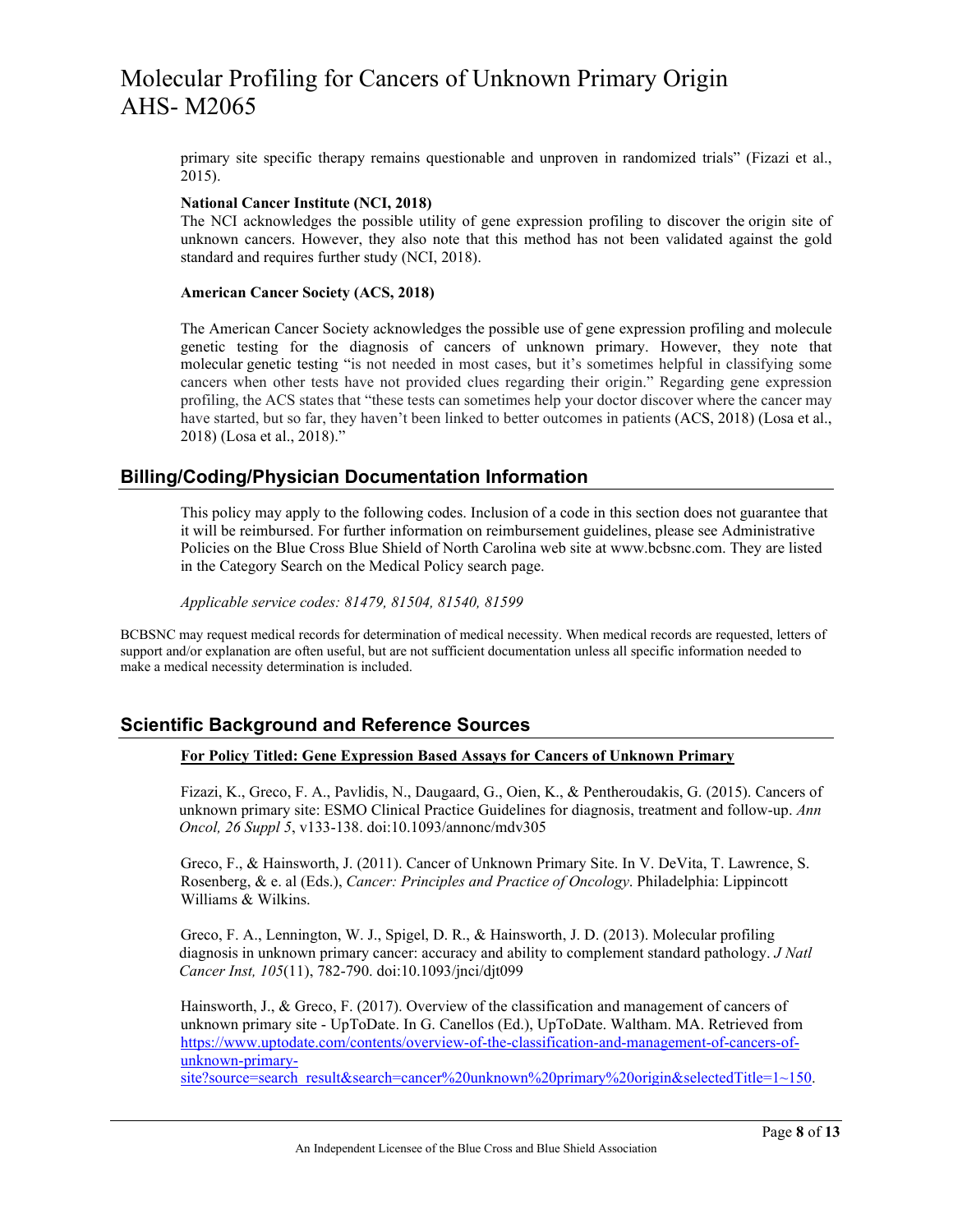primary site specific therapy remains questionable and unproven in randomized trials" (Fizazi et al., 2015).

**National Cancer Institute (NCI, 2018)**

The NCI acknowledges the possible utility of gene expression profiling to discover the origin site of unknown cancers. However, they also note that this method has not been validated against the gold standard and requires further study (NCI, 2018).

**American Cancer Society (ACS, 2018)**

The American Cancer Society acknowledges the possible use of gene expression profiling and molecule genetic testing for the diagnosis of cancers of unknown primary. However, they note that molecular genetic testing "is not needed in most cases, but it's sometimes helpful in classifying some cancers when other tests have not provided clues regarding their origin." Regarding gene expression profiling, the ACS states that "these tests can sometimes help your doctor discover where the cancer may have started, but so far, they haven't been linked to better outcomes in patients (ACS, 2018) (Losa et al., 2018) (Losa et al., 2018)."

## Billing/Coding/Physician Documentation Information

This policy may apply to the following codes. Inclusion of a code in this section does not guarantee that it will be reimbursed. For further information on reimbursement guidelines, please see Administrative Policies on the Blue Cross Blue Shield of North Carolina web site at www.bcbsnc.com. They are listed in the Category Search on the Medical Policy search page.

*Applicable service codes: 81479, 81504, 81540, 81599*

BCBSNC may request medical records for determination of medical necessity. When medical records are requested, letters of support and/or explanation are often useful, but are not sufficient documentation unless all specific information needed to make a medical necessity determination is included.

## Scientific Background and Reference Sources

**For Policy Titled: Gene Expression Based Assays for Cancers of Unknown Primary**

Fizazi, K., Greco, F. A., Pavlidis, N., Daugaard, G., Oien, K., & Pentheroudakis, G. (2015). Cancers of unknown primary site: ESMO Clinical Practice Guidelines for diagnosis, treatment and follow-up. *Ann Oncol, 26 Suppl 5*, v133-138. doi:10.1093/annonc/mdv305

Greco, F., & Hainsworth, J. (2011). Cancer of Unknown Primary Site. In V. DeVita, T. Lawrence, S. Rosenberg, & e. al (Eds.), *Cancer: Principles and Practice of Oncology*. Philadelphia: Lippincott Williams & Wilkins.

Greco, F. A., Lennington, W. J., Spigel, D. R., & Hainsworth, J. D. (2013). Molecular profiling diagnosis in unknown primary cancer: accuracy and ability to complement standard pathology. *J Natl Cancer Inst, 105*(11), 782-790. doi:10.1093/jnci/djt099

Hainsworth, J., & Greco, F. (2017). Overview of the classification and management of cancers of unknown primary site - UpToDate. In G. Canellos (Ed.), UpToDate. Waltham. MA. Retrieved from https://www.uptodate.com/contents/overview-of-the-classification-and-management-of-cancers-of-unknown-primary-site?source=search_result&search=cancer%20unknown%20primary%20origin&selectedTitle=1~150.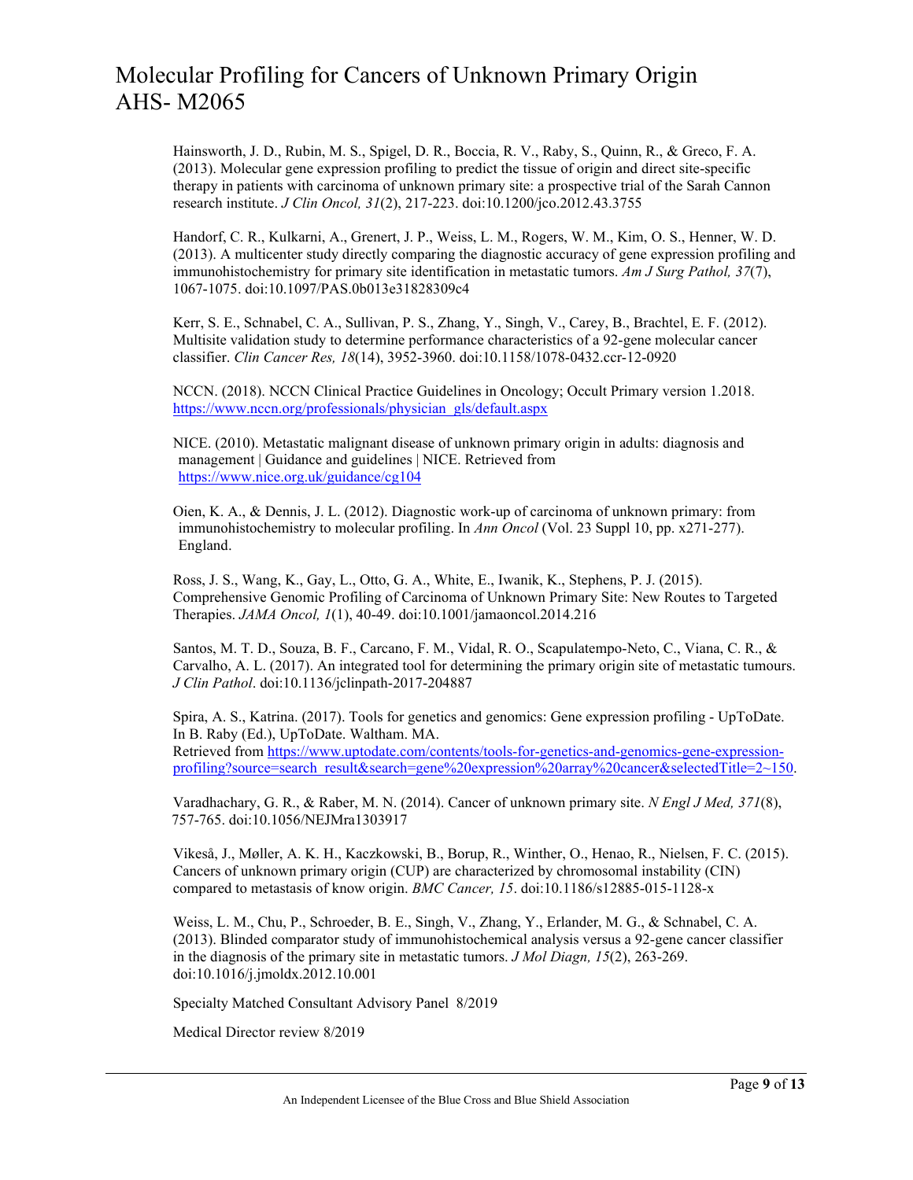Hainsworth, J. D., Rubin, M. S., Spigel, D. R., Boccia, R. V., Raby, S., Quinn, R., & Greco, F. A. (2013). Molecular gene expression profiling to predict the tissue of origin and direct site-specific therapy in patients with carcinoma of unknown primary site: a prospective trial of the Sarah Cannon research institute. *J Clin Oncol, 31*(2), 217-223. doi:10.1200/jco.2012.43.3755

Handorf, C. R., Kulkarni, A., Grenert, J. P., Weiss, L. M., Rogers, W. M., Kim, O. S., Henner, W. D. (2013). A multicenter study directly comparing the diagnostic accuracy of gene expression profiling and immunohistochemistry for primary site identification in metastatic tumors. *Am J Surg Pathol, 37*(7), 1067-1075. doi:10.1097/PAS.0b013e31828309c4

Kerr, S. E., Schnabel, C. A., Sullivan, P. S., Zhang, Y., Singh, V., Carey, B., Brachtel, E. F. (2012). Multisite validation study to determine performance characteristics of a 92-gene molecular cancer classifier. *Clin Cancer Res, 18*(14), 3952-3960. doi:10.1158/1078-0432.ccr-12-0920

NCCN. (2018). NCCN Clinical Practice Guidelines in Oncology; Occult Primary version 1.2018. https://www.nccn.org/professionals/physician_gls/default.aspx

NICE. (2010). Metastatic malignant disease of unknown primary origin in adults: diagnosis and management | Guidance and guidelines | NICE. Retrieved from https://www.nice.org.uk/guidance/cg104

Oien, K. A., & Dennis, J. L. (2012). Diagnostic work-up of carcinoma of unknown primary: from immunohistochemistry to molecular profiling. In *Ann Oncol* (Vol. 23 Suppl 10, pp. x271-277). England.

Ross, J. S., Wang, K., Gay, L., Otto, G. A., White, E., Iwanik, K., Stephens, P. J. (2015). Comprehensive Genomic Profiling of Carcinoma of Unknown Primary Site: New Routes to Targeted Therapies. *JAMA Oncol, 1*(1), 40-49. doi:10.1001/jamaoncol.2014.216

Santos, M. T. D., Souza, B. F., Carcano, F. M., Vidal, R. O., Scapulatempo-Neto, C., Viana, C. R., & Carvalho, A. L. (2017). An integrated tool for determining the primary origin site of metastatic tumours. *J Clin Pathol*. doi:10.1136/jclinpath-2017-204887

Spira, A. S., Katrina. (2017). Tools for genetics and genomics: Gene expression profiling - UpToDate. In B. Raby (Ed.), UpToDate. Waltham. MA.
Retrieved from https://www.uptodate.com/contents/tools-for-genetics-and-genomics-gene-expression-profiling?source=search_result&search=gene%20expression%20array%20cancer&selectedTitle=2~150.

Varadhachary, G. R., & Raber, M. N. (2014). Cancer of unknown primary site. *N Engl J Med, 371*(8), 757-765. doi:10.1056/NEJMra1303917

Vikeså, J., Møller, A. K. H., Kaczkowski, B., Borup, R., Winther, O., Henao, R., Nielsen, F. C. (2015). Cancers of unknown primary origin (CUP) are characterized by chromosomal instability (CIN) compared to metastasis of know origin. *BMC Cancer, 15*. doi:10.1186/s12885-015-1128-x

Weiss, L. M., Chu, P., Schroeder, B. E., Singh, V., Zhang, Y., Erlander, M. G., & Schnabel, C. A. (2013). Blinded comparator study of immunohistochemical analysis versus a 92-gene cancer classifier in the diagnosis of the primary site in metastatic tumors. *J Mol Diagn, 15*(2), 263-269. doi:10.1016/j.jmoldx.2012.10.001

Specialty Matched Consultant Advisory Panel 8/2019

Medical Director review 8/2019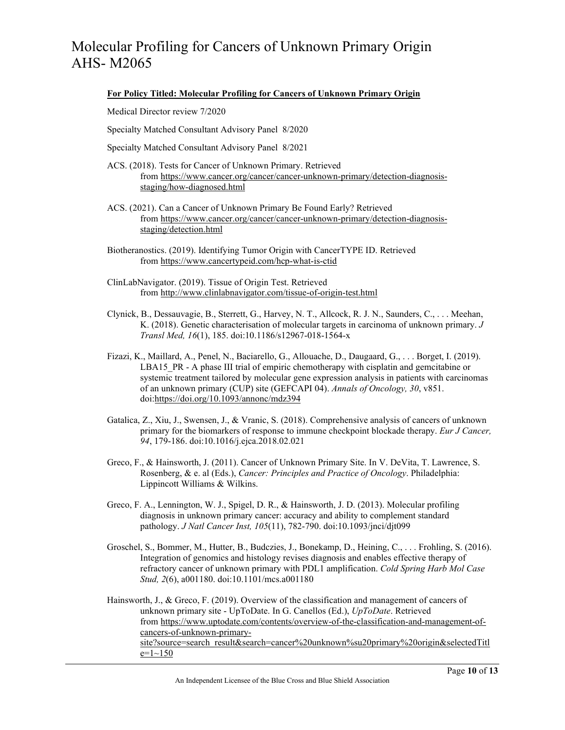**For Policy Titled: Molecular Profiling for Cancers of Unknown Primary Origin**

Medical Director review 7/2020

Specialty Matched Consultant Advisory Panel 8/2020

Specialty Matched Consultant Advisory Panel 8/2021

ACS. (2018). Tests for Cancer of Unknown Primary. Retrieved from https://www.cancer.org/cancer/cancer-unknown-primary/detection-diagnosis-staging/how-diagnosed.html

ACS. (2021). Can a Cancer of Unknown Primary Be Found Early? Retrieved from https://www.cancer.org/cancer/cancer-unknown-primary/detection-diagnosis-staging/detection.html

Biotheranostics. (2019). Identifying Tumor Origin with CancerTYPE ID. Retrieved from https://www.cancertypeid.com/hcp-what-is-ctid

ClinLabNavigator. (2019). Tissue of Origin Test. Retrieved from http://www.clinlabnavigator.com/tissue-of-origin-test.html

Clynick, B., Dessauvagie, B., Sterrett, G., Harvey, N. T., Allcock, R. J. N., Saunders, C., . . . Meehan, K. (2018). Genetic characterisation of molecular targets in carcinoma of unknown primary. *J Transl Med, 16*(1), 185. doi:10.1186/s12967-018-1564-x

Fizazi, K., Maillard, A., Penel, N., Baciarello, G., Allouache, D., Daugaard, G., . . . Borget, I. (2019). LBA15_PR - A phase III trial of empiric chemotherapy with cisplatin and gemcitabine or systemic treatment tailored by molecular gene expression analysis in patients with carcinomas of an unknown primary (CUP) site (GEFCAPI 04). *Annals of Oncology, 30*, v851. doi:https://doi.org/10.1093/annonc/mdz394

Gatalica, Z., Xiu, J., Swensen, J., & Vranic, S. (2018). Comprehensive analysis of cancers of unknown primary for the biomarkers of response to immune checkpoint blockade therapy. *Eur J Cancer, 94*, 179-186. doi:10.1016/j.ejca.2018.02.021

Greco, F., & Hainsworth, J. (2011). Cancer of Unknown Primary Site. In V. DeVita, T. Lawrence, S. Rosenberg, & e. al (Eds.), *Cancer: Principles and Practice of Oncology*. Philadelphia: Lippincott Williams & Wilkins.

Greco, F. A., Lennington, W. J., Spigel, D. R., & Hainsworth, J. D. (2013). Molecular profiling diagnosis in unknown primary cancer: accuracy and ability to complement standard pathology. *J Natl Cancer Inst, 105*(11), 782-790. doi:10.1093/jnci/djt099

Groschel, S., Bommer, M., Hutter, B., Budczies, J., Bonekamp, D., Heining, C., . . . Frohling, S. (2016). Integration of genomics and histology revises diagnosis and enables effective therapy of refractory cancer of unknown primary with PDL1 amplification. *Cold Spring Harb Mol Case Stud, 2*(6), a001180. doi:10.1101/mcs.a001180

Hainsworth, J., & Greco, F. (2019). Overview of the classification and management of cancers of unknown primary site - UpToDate. In G. Canellos (Ed.), *UpToDate*. Retrieved from https://www.uptodate.com/contents/overview-of-the-classification-and-management-of-cancers-of-unknown-primary-site?source=search_result&search=cancer%20unknown%su20primary%20origin&selectedTitle=1~150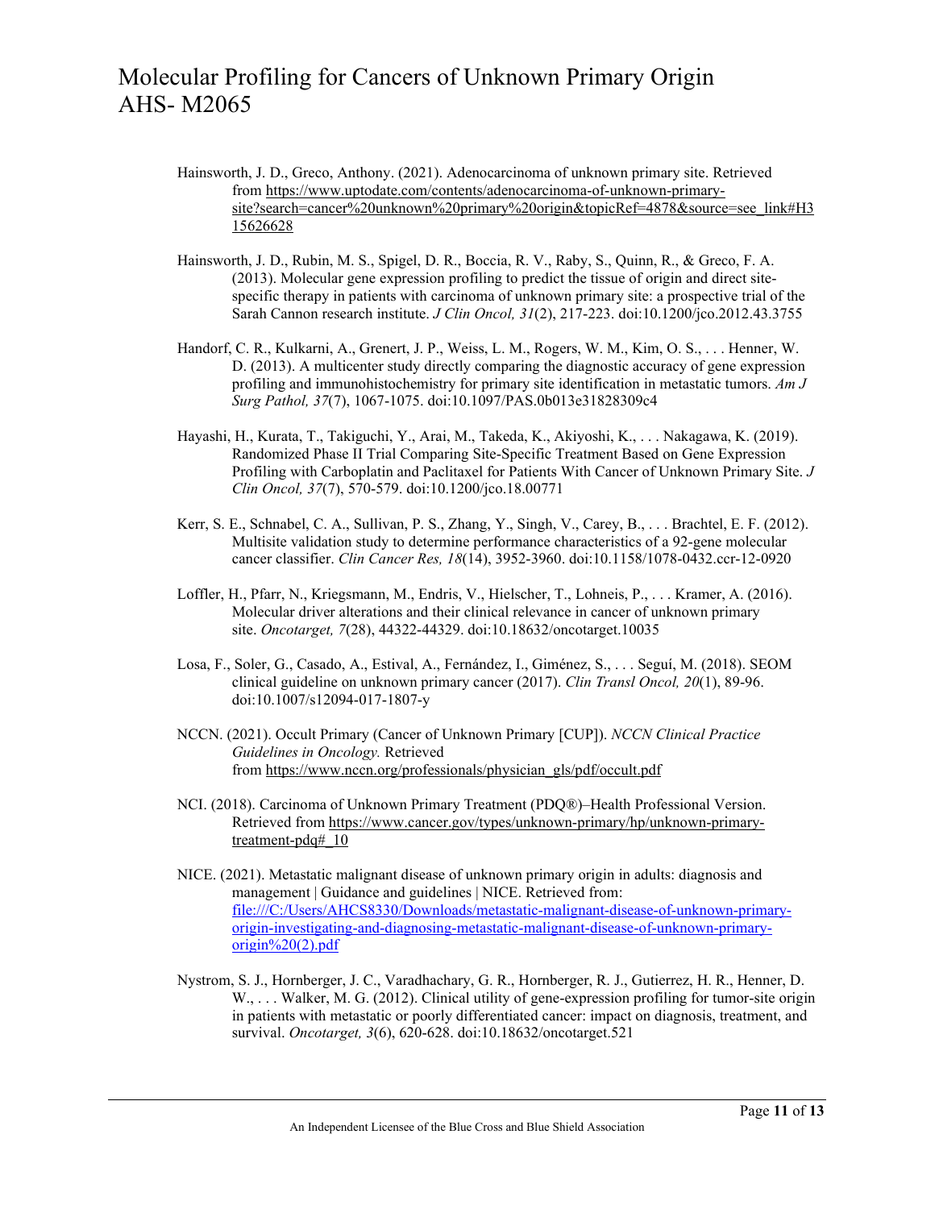Hainsworth, J. D., Greco, Anthony. (2021). Adenocarcinoma of unknown primary site. Retrieved from https://www.uptodate.com/contents/adenocarcinoma-of-unknown-primary-site?search=cancer%20unknown%20primary%20origin&topicRef=4878&source=see_link#H315626628

Hainsworth, J. D., Rubin, M. S., Spigel, D. R., Boccia, R. V., Raby, S., Quinn, R., & Greco, F. A. (2013). Molecular gene expression profiling to predict the tissue of origin and direct site-specific therapy in patients with carcinoma of unknown primary site: a prospective trial of the Sarah Cannon research institute. *J Clin Oncol, 31*(2), 217-223. doi:10.1200/jco.2012.43.3755

Handorf, C. R., Kulkarni, A., Grenert, J. P., Weiss, L. M., Rogers, W. M., Kim, O. S., . . . Henner, W. D. (2013). A multicenter study directly comparing the diagnostic accuracy of gene expression profiling and immunohistochemistry for primary site identification in metastatic tumors. *Am J Surg Pathol, 37*(7), 1067-1075. doi:10.1097/PAS.0b013e31828309c4

Hayashi, H., Kurata, T., Takiguchi, Y., Arai, M., Takeda, K., Akiyoshi, K., . . . Nakagawa, K. (2019). Randomized Phase II Trial Comparing Site-Specific Treatment Based on Gene Expression Profiling with Carboplatin and Paclitaxel for Patients With Cancer of Unknown Primary Site. *J Clin Oncol, 37*(7), 570-579. doi:10.1200/jco.18.00771

Kerr, S. E., Schnabel, C. A., Sullivan, P. S., Zhang, Y., Singh, V., Carey, B., . . . Brachtel, E. F. (2012). Multisite validation study to determine performance characteristics of a 92-gene molecular cancer classifier. *Clin Cancer Res, 18*(14), 3952-3960. doi:10.1158/1078-0432.ccr-12-0920

Loffler, H., Pfarr, N., Kriegsmann, M., Endris, V., Hielscher, T., Lohneis, P., . . . Kramer, A. (2016). Molecular driver alterations and their clinical relevance in cancer of unknown primary site. *Oncotarget, 7*(28), 44322-44329. doi:10.18632/oncotarget.10035

Losa, F., Soler, G., Casado, A., Estival, A., Fernández, I., Giménez, S., . . . Seguí, M. (2018). SEOM clinical guideline on unknown primary cancer (2017). *Clin Transl Oncol, 20*(1), 89-96. doi:10.1007/s12094-017-1807-y

NCCN. (2021). Occult Primary (Cancer of Unknown Primary [CUP]). *NCCN Clinical Practice Guidelines in Oncology.* Retrieved from https://www.nccn.org/professionals/physician_gls/pdf/occult.pdf

NCI. (2018). Carcinoma of Unknown Primary Treatment (PDQ®)–Health Professional Version. Retrieved from https://www.cancer.gov/types/unknown-primary/hp/unknown-primary-treatment-pdq#_10

NICE. (2021). Metastatic malignant disease of unknown primary origin in adults: diagnosis and management | Guidance and guidelines | NICE. Retrieved from: file:///C:/Users/AHCS8330/Downloads/metastatic-malignant-disease-of-unknown-primary-origin-investigating-and-diagnosing-metastatic-malignant-disease-of-unknown-primary-origin%20(2).pdf

Nystrom, S. J., Hornberger, J. C., Varadhachary, G. R., Hornberger, R. J., Gutierrez, H. R., Henner, D. W., . . . Walker, M. G. (2012). Clinical utility of gene-expression profiling for tumor-site origin in patients with metastatic or poorly differentiated cancer: impact on diagnosis, treatment, and survival. *Oncotarget, 3*(6), 620-628. doi:10.18632/oncotarget.521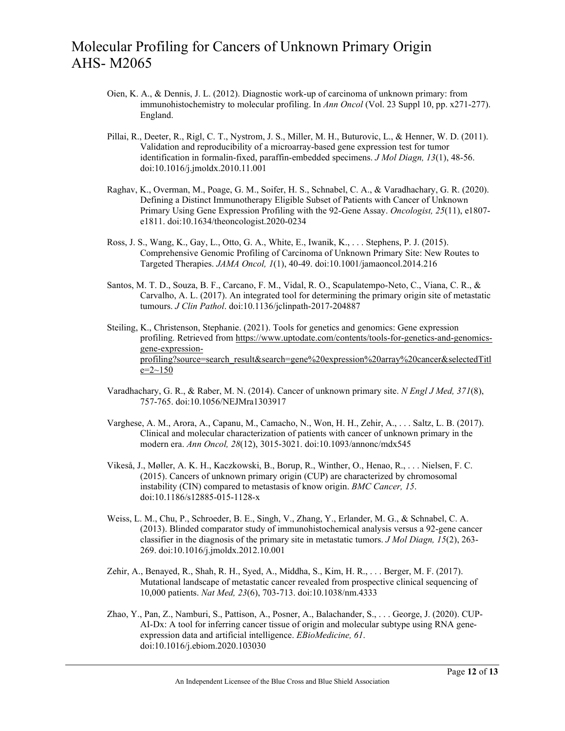Oien, K. A., & Dennis, J. L. (2012). Diagnostic work-up of carcinoma of unknown primary: from immunohistochemistry to molecular profiling. In *Ann Oncol* (Vol. 23 Suppl 10, pp. x271-277). England.

Pillai, R., Deeter, R., Rigl, C. T., Nystrom, J. S., Miller, M. H., Buturovic, L., & Henner, W. D. (2011). Validation and reproducibility of a microarray-based gene expression test for tumor identification in formalin-fixed, paraffin-embedded specimens. *J Mol Diagn, 13*(1), 48-56. doi:10.1016/j.jmoldx.2010.11.001

Raghav, K., Overman, M., Poage, G. M., Soifer, H. S., Schnabel, C. A., & Varadhachary, G. R. (2020). Defining a Distinct Immunotherapy Eligible Subset of Patients with Cancer of Unknown Primary Using Gene Expression Profiling with the 92-Gene Assay. *Oncologist, 25*(11), e1807-e1811. doi:10.1634/theoncologist.2020-0234

Ross, J. S., Wang, K., Gay, L., Otto, G. A., White, E., Iwanik, K., . . . Stephens, P. J. (2015). Comprehensive Genomic Profiling of Carcinoma of Unknown Primary Site: New Routes to Targeted Therapies. *JAMA Oncol, 1*(1), 40-49. doi:10.1001/jamaoncol.2014.216

Santos, M. T. D., Souza, B. F., Carcano, F. M., Vidal, R. O., Scapulatempo-Neto, C., Viana, C. R., & Carvalho, A. L. (2017). An integrated tool for determining the primary origin site of metastatic tumours. *J Clin Pathol*. doi:10.1136/jclinpath-2017-204887

Steiling, K., Christenson, Stephanie. (2021). Tools for genetics and genomics: Gene expression profiling. Retrieved from https://www.uptodate.com/contents/tools-for-genetics-and-genomics-gene-expression-profiling?source=search_result&search=gene%20expression%20array%20cancer&selectedTitle=2~150

Varadhachary, G. R., & Raber, M. N. (2014). Cancer of unknown primary site. *N Engl J Med, 371*(8), 757-765. doi:10.1056/NEJMra1303917

Varghese, A. M., Arora, A., Capanu, M., Camacho, N., Won, H. H., Zehir, A., . . . Saltz, L. B. (2017). Clinical and molecular characterization of patients with cancer of unknown primary in the modern era. *Ann Oncol, 28*(12), 3015-3021. doi:10.1093/annonc/mdx545

Vikeså, J., Møller, A. K. H., Kaczkowski, B., Borup, R., Winther, O., Henao, R., . . . Nielsen, F. C. (2015). Cancers of unknown primary origin (CUP) are characterized by chromosomal instability (CIN) compared to metastasis of know origin. *BMC Cancer, 15*. doi:10.1186/s12885-015-1128-x

Weiss, L. M., Chu, P., Schroeder, B. E., Singh, V., Zhang, Y., Erlander, M. G., & Schnabel, C. A. (2013). Blinded comparator study of immunohistochemical analysis versus a 92-gene cancer classifier in the diagnosis of the primary site in metastatic tumors. *J Mol Diagn, 15*(2), 263-269. doi:10.1016/j.jmoldx.2012.10.001

Zehir, A., Benayed, R., Shah, R. H., Syed, A., Middha, S., Kim, H. R., . . . Berger, M. F. (2017). Mutational landscape of metastatic cancer revealed from prospective clinical sequencing of 10,000 patients. *Nat Med, 23*(6), 703-713. doi:10.1038/nm.4333

Zhao, Y., Pan, Z., Namburi, S., Pattison, A., Posner, A., Balachander, S., . . . George, J. (2020). CUP-AI-Dx: A tool for inferring cancer tissue of origin and molecular subtype using RNA gene-expression data and artificial intelligence. *EBioMedicine, 61*. doi:10.1016/j.ebiom.2020.103030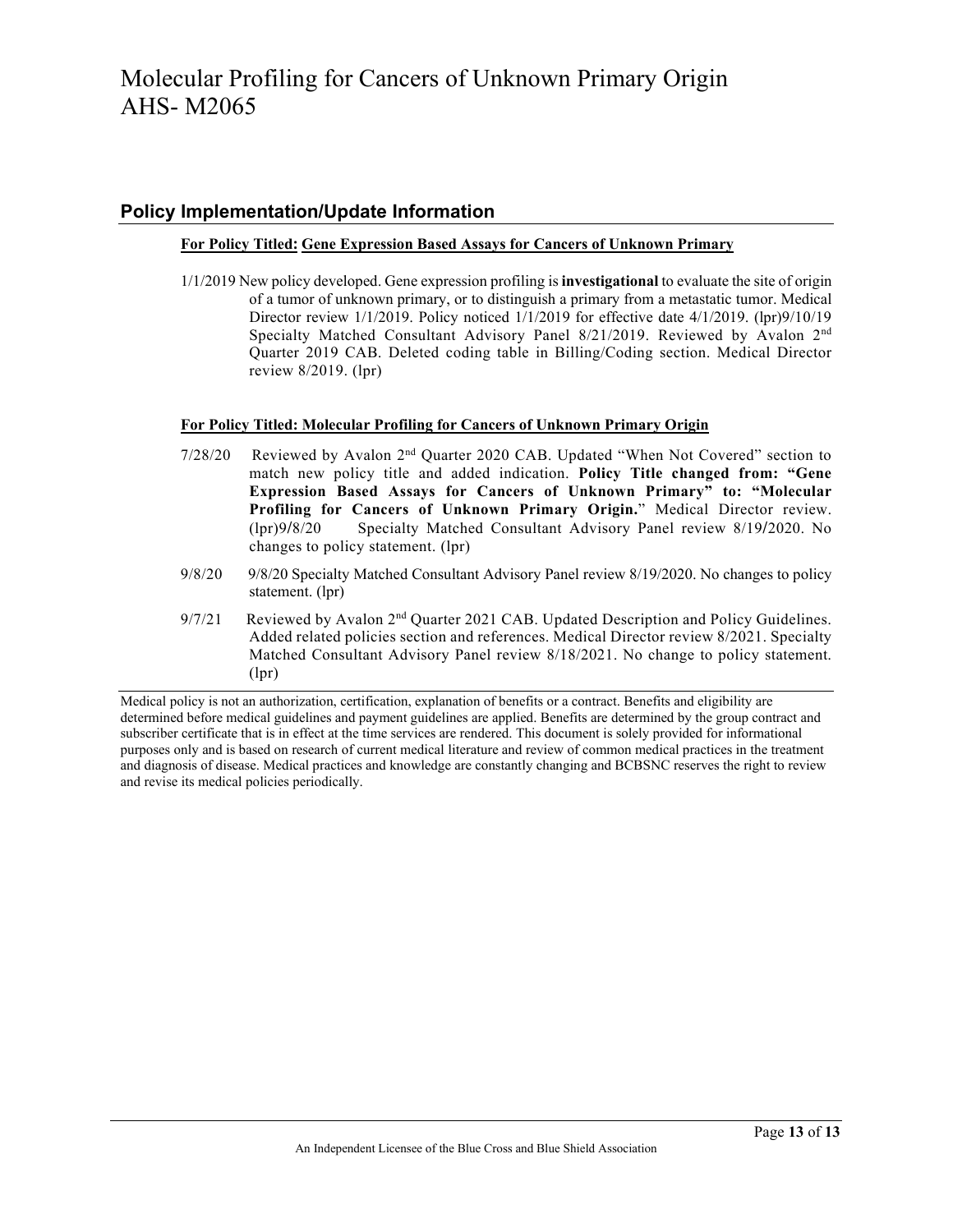## Policy Implementation/Update Information

**For Policy Titled: Gene Expression Based Assays for Cancers of Unknown Primary**

1/1/2019 New policy developed. Gene expression profiling is **investigational** to evaluate the site of origin of a tumor of unknown primary, or to distinguish a primary from a metastatic tumor. Medical Director review 1/1/2019. Policy noticed 1/1/2019 for effective date 4/1/2019. (lpr)9/10/19 Specialty Matched Consultant Advisory Panel 8/21/2019. Reviewed by Avalon 2nd Quarter 2019 CAB. Deleted coding table in Billing/Coding section. Medical Director review 8/2019. (lpr)

**For Policy Titled: Molecular Profiling for Cancers of Unknown Primary Origin**

7/28/20 Reviewed by Avalon 2nd Quarter 2020 CAB. Updated "When Not Covered" section to match new policy title and added indication. **Policy Title changed from: "Gene Expression Based Assays for Cancers of Unknown Primary" to: "Molecular Profiling for Cancers of Unknown Primary Origin.**" Medical Director review. (lpr)9/8/20 Specialty Matched Consultant Advisory Panel review 8/19/2020. No changes to policy statement. (lpr)

9/8/20 9/8/20 Specialty Matched Consultant Advisory Panel review 8/19/2020. No changes to policy statement. (lpr)

9/7/21 Reviewed by Avalon 2nd Quarter 2021 CAB. Updated Description and Policy Guidelines. Added related policies section and references. Medical Director review 8/2021. Specialty Matched Consultant Advisory Panel review 8/18/2021. No change to policy statement. (lpr)

Medical policy is not an authorization, certification, explanation of benefits or a contract. Benefits and eligibility are determined before medical guidelines and payment guidelines are applied. Benefits are determined by the group contract and subscriber certificate that is in effect at the time services are rendered. This document is solely provided for informational purposes only and is based on research of current medical literature and review of common medical practices in the treatment and diagnosis of disease. Medical practices and knowledge are constantly changing and BCBSNC reserves the right to review and revise its medical policies periodically.